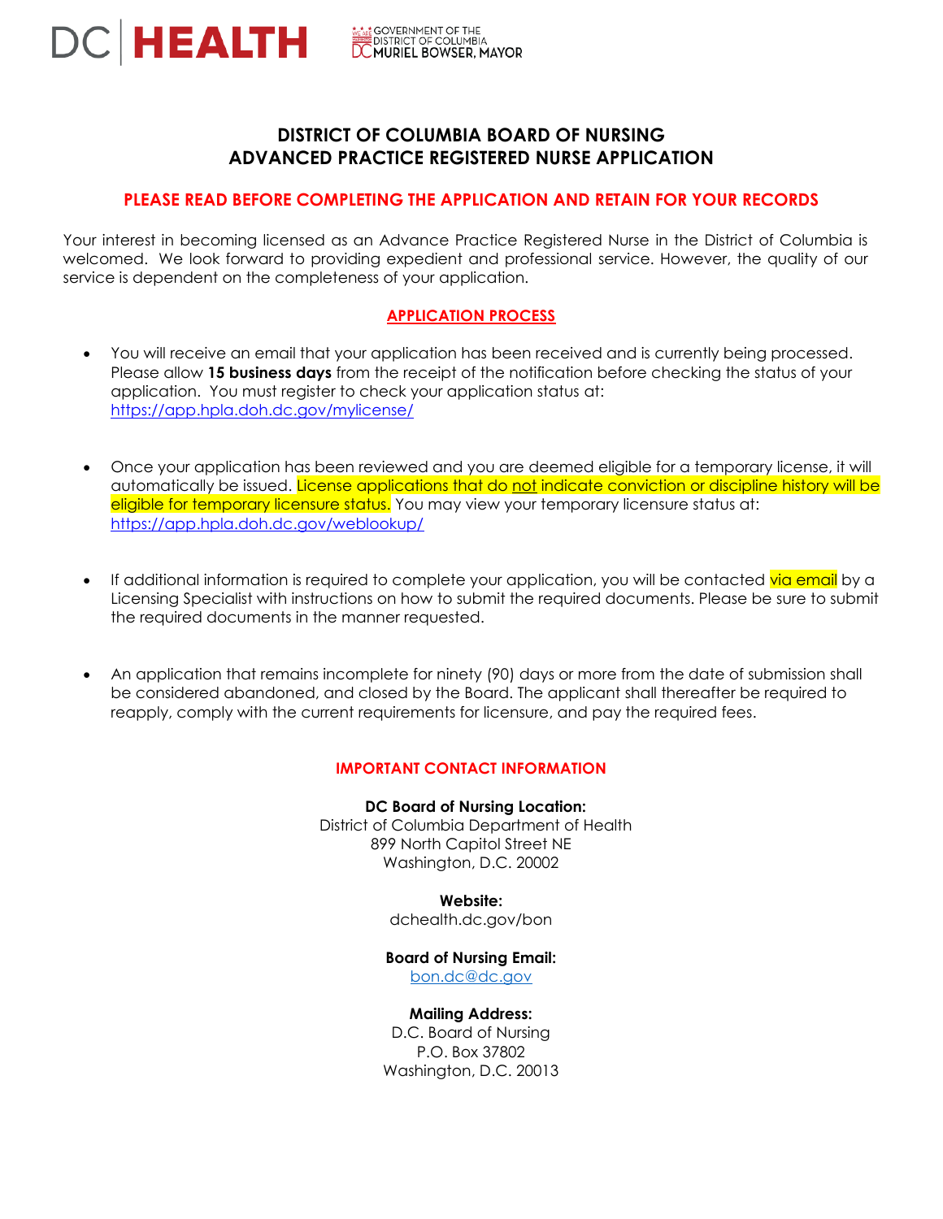DC | HEALTH

GOVERNMENT OF THE DISTRICT OF COLUMBIA
DC MURIEL BOWSER, MAYOR

# DISTRICT OF COLUMBIA BOARD OF NURSING
# ADVANCED PRACTICE REGISTERED NURSE APPLICATION

## PLEASE READ BEFORE COMPLETING THE APPLICATION AND RETAIN FOR YOUR RECORDS

Your interest in becoming licensed as an Advance Practice Registered Nurse in the District of Columbia is welcomed. We look forward to providing expedient and professional service. However, the quality of our service is dependent on the completeness of your application.

## APPLICATION PROCESS

- You will receive an email that your application has been received and is currently being processed. Please allow **15 business days** from the receipt of the notification before checking the status of your application. You must register to check your application status at: https://app.hpla.doh.dc.gov/mylicense/

- Once your application has been reviewed and you are deemed eligible for a temporary license, it will automatically be issued. License applications that do not indicate conviction or discipline history will be eligible for temporary licensure status. You may view your temporary licensure status at: https://app.hpla.doh.dc.gov/weblookup/

- If additional information is required to complete your application, you will be contacted via email by a Licensing Specialist with instructions on how to submit the required documents. Please be sure to submit the required documents in the manner requested.

- An application that remains incomplete for ninety (90) days or more from the date of submission shall be considered abandoned, and closed by the Board. The applicant shall thereafter be required to reapply, comply with the current requirements for licensure, and pay the required fees.

## IMPORTANT CONTACT INFORMATION

**DC Board of Nursing Location:**
District of Columbia Department of Health
899 North Capitol Street NE
Washington, D.C. 20002

**Website:**
dchealth.dc.gov/bon

**Board of Nursing Email:**
bon.dc@dc.gov

**Mailing Address:**
D.C. Board of Nursing
P.O. Box 37802
Washington, D.C. 20013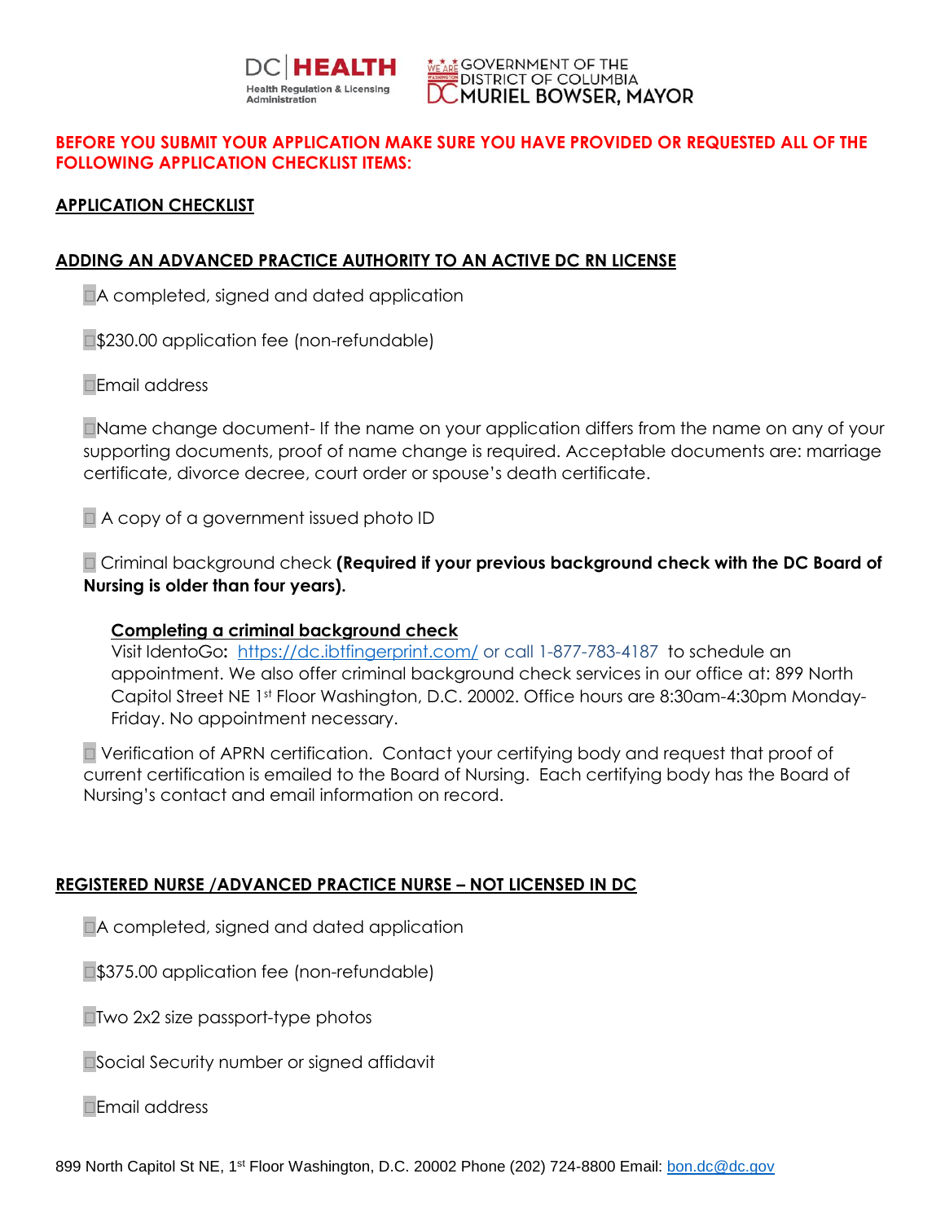**BEFORE YOU SUBMIT YOUR APPLICATION MAKE SURE YOU HAVE PROVIDED OR REQUESTED ALL OF THE FOLLOWING APPLICATION CHECKLIST ITEMS:**

## APPLICATION CHECKLIST

### ADDING AN ADVANCED PRACTICE AUTHORITY TO AN ACTIVE DC RN LICENSE

- ☐ A completed, signed and dated application
- ☐ $230.00 application fee (non-refundable)
- ☐ Email address
- ☐ Name change document- If the name on your application differs from the name on any of your supporting documents, proof of name change is required. Acceptable documents are: marriage certificate, divorce decree, court order or spouse's death certificate.
- ☐ A copy of a government issued photo ID
- ☐ Criminal background check **(Required if your previous background check with the DC Board of Nursing is older than four years).**

  **Completing a criminal background check**
  Visit IdentoGo**:** https://dc.ibtfingerprint.com/ or call 1-877-783-4187 to schedule an appointment. We also offer criminal background check services in our office at: 899 North Capitol Street NE 1st Floor Washington, D.C. 20002. Office hours are 8:30am-4:30pm Monday-Friday. No appointment necessary.

- ☐ Verification of APRN certification. Contact your certifying body and request that proof of current certification is emailed to the Board of Nursing. Each certifying body has the Board of Nursing's contact and email information on record.

### REGISTERED NURSE /ADVANCED PRACTICE NURSE – NOT LICENSED IN DC

- ☐ A completed, signed and dated application
- ☐ $375.00 application fee (non-refundable)
- ☐ Two 2x2 size passport-type photos
- ☐ Social Security number or signed affidavit
- ☐ Email address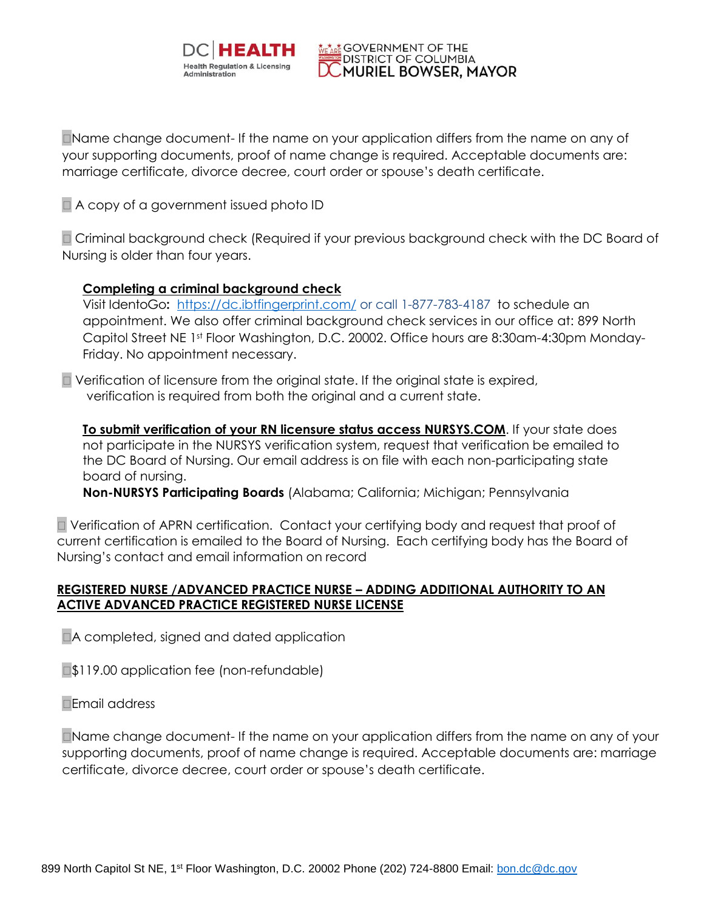☐Name change document- If the name on your application differs from the name on any of your supporting documents, proof of name change is required. Acceptable documents are: marriage certificate, divorce decree, court order or spouse's death certificate.

☐ A copy of a government issued photo ID

☐ Criminal background check (Required if your previous background check with the DC Board of Nursing is older than four years.

**Completing a criminal background check**
Visit IdentoGo**:** https://dc.ibtfingerprint.com/ or call 1-877-783-4187 to schedule an appointment. We also offer criminal background check services in our office at: 899 North Capitol Street NE 1st Floor Washington, D.C. 20002. Office hours are 8:30am-4:30pm Monday-Friday. No appointment necessary.

☐ Verification of licensure from the original state. If the original state is expired, verification is required from both the original and a current state.

**To submit verification of your RN licensure status access NURSYS.COM**. If your state does not participate in the NURSYS verification system, request that verification be emailed to the DC Board of Nursing. Our email address is on file with each non-participating state board of nursing.
**Non-NURSYS Participating Boards** (Alabama; California; Michigan; Pennsylvania

☐ Verification of APRN certification. Contact your certifying body and request that proof of current certification is emailed to the Board of Nursing. Each certifying body has the Board of Nursing's contact and email information on record

**REGISTERED NURSE /ADVANCED PRACTICE NURSE – ADDING ADDITIONAL AUTHORITY TO AN ACTIVE ADVANCED PRACTICE REGISTERED NURSE LICENSE**

☐A completed, signed and dated application

☐$119.00 application fee (non-refundable)

☐Email address

☐Name change document- If the name on your application differs from the name on any of your supporting documents, proof of name change is required. Acceptable documents are: marriage certificate, divorce decree, court order or spouse's death certificate.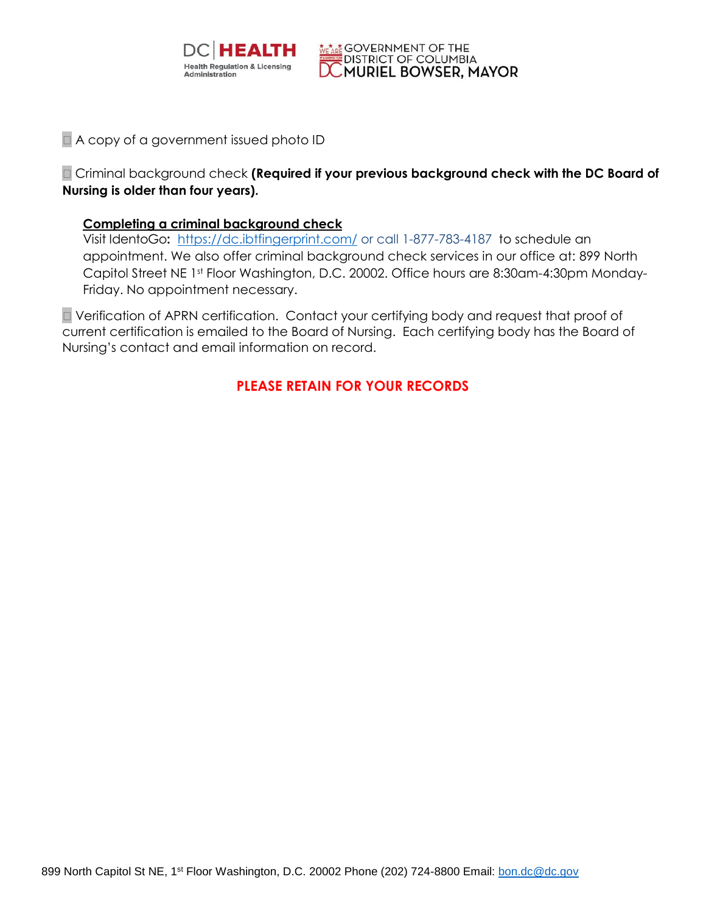☐ A copy of a government issued photo ID

☐ Criminal background check **(Required if your previous background check with the DC Board of Nursing is older than four years).**

**Completing a criminal background check**

Visit IdentoGo**:** https://dc.ibtfingerprint.com/ or call 1-877-783-4187 to schedule an appointment. We also offer criminal background check services in our office at: 899 North Capitol Street NE 1st Floor Washington, D.C. 20002. Office hours are 8:30am-4:30pm Monday-Friday. No appointment necessary.

☐ Verification of APRN certification. Contact your certifying body and request that proof of current certification is emailed to the Board of Nursing. Each certifying body has the Board of Nursing's contact and email information on record.

**PLEASE RETAIN FOR YOUR RECORDS**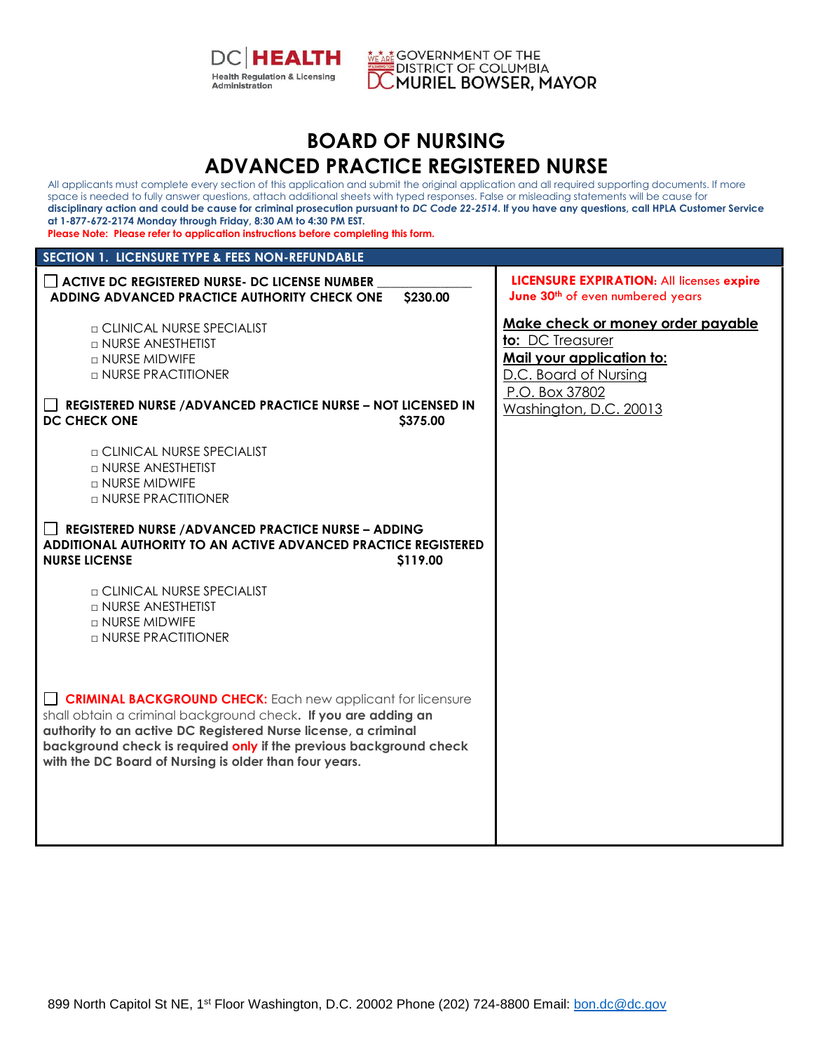DC HEALTH
Health Regulation & Licensing Administration

GOVERNMENT OF THE DISTRICT OF COLUMBIA
MURIEL BOWSER, MAYOR

# BOARD OF NURSING
# ADVANCED PRACTICE REGISTERED NURSE

All applicants must complete every section of this application and submit the original application and all required supporting documents. If more space is needed to fully answer questions, attach additional sheets with typed responses. False or misleading statements will be cause for **disciplinary action and could be cause for criminal prosecution pursuant to *DC Code 22-2514*. If you have any questions, call HPLA Customer Service at 1-877-672-2174 Monday through Friday, 8:30 AM to 4:30 PM EST.**

**Please Note: Please refer to application instructions before completing this form.**

## SECTION 1. LICENSURE TYPE & FEES NON-REFUNDABLE

☐ **ACTIVE DC REGISTERED NURSE- DC LICENSE NUMBER _____________ ADDING ADVANCED PRACTICE AUTHORITY CHECK ONE $230.00**

- □ CLINICAL NURSE SPECIALIST
- □ NURSE ANESTHETIST
- □ NURSE MIDWIFE
- □ NURSE PRACTITIONER

☐ **REGISTERED NURSE /ADVANCED PRACTICE NURSE – NOT LICENSED IN DC CHECK ONE $375.00**

- □ CLINICAL NURSE SPECIALIST
- □ NURSE ANESTHETIST
- □ NURSE MIDWIFE
- □ NURSE PRACTITIONER

☐ **REGISTERED NURSE /ADVANCED PRACTICE NURSE – ADDING ADDITIONAL AUTHORITY TO AN ACTIVE ADVANCED PRACTICE REGISTERED NURSE LICENSE $119.00**

- □ CLINICAL NURSE SPECIALIST
- □ NURSE ANESTHETIST
- □ NURSE MIDWIFE
- □ NURSE PRACTITIONER

☐ **CRIMINAL BACKGROUND CHECK:** Each new applicant for licensure shall obtain a criminal background check**. If you are adding an authority to an active DC Registered Nurse license, a criminal background check is required only if the previous background check with the DC Board of Nursing is older than four years.**

**LICENSURE EXPIRATION:** All licenses **expire June 30th** of even numbered years

**Make check or money order payable to:** DC Treasurer

**Mail your application to:**
D.C. Board of Nursing
P.O. Box 37802
Washington, D.C. 20013

899 North Capitol St NE, 1st Floor Washington, D.C. 20002 Phone (202) 724-8800 Email: bon.dc@dc.gov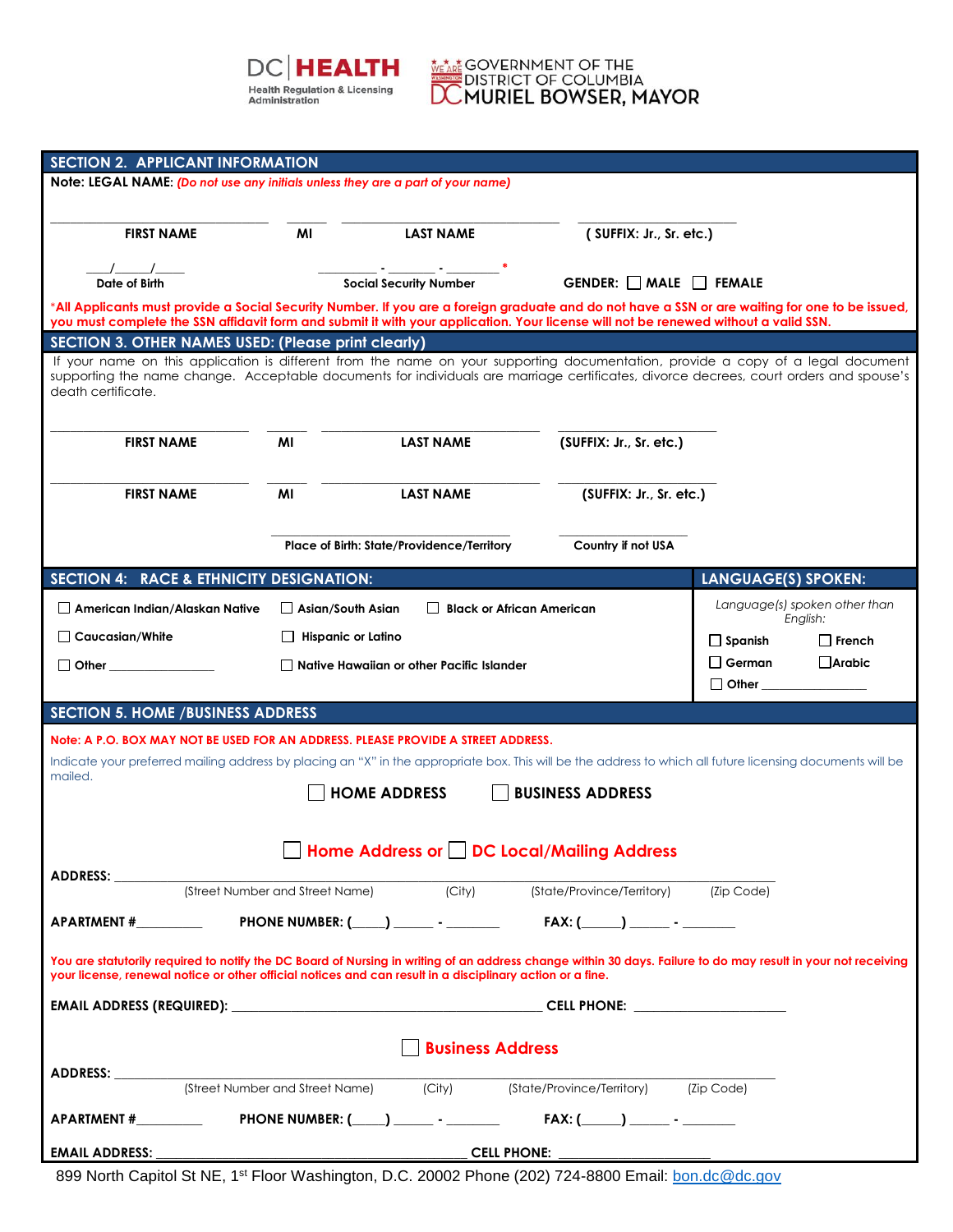DC HEALTH
Health Regulation & Licensing Administration

GOVERNMENT OF THE DISTRICT OF COLUMBIA
MURIEL BOWSER, MAYOR

## SECTION 2. APPLICANT INFORMATION

**Note: LEGAL NAME:** *(Do not use any initials unless they are a part of your name)*

_________________________ ______ _________________________ __________________

**FIRST NAME** **MI** **LAST NAME** **( SUFFIX: Jr., Sr. etc.)**

___/___/___ ________ - ______ - ________ *

**Date of Birth** **Social Security Number** **GENDER:** ☐ **MALE** ☐ **FEMALE**

***All Applicants must provide a Social Security Number. If you are a foreign graduate and do not have a SSN or are waiting for one to be issued, you must complete the SSN affidavit form and submit it with your application. Your license will not be renewed without a valid SSN.**

## SECTION 3. OTHER NAMES USED: (Please print clearly)

If your name on this application is different from the name on your supporting documentation, provide a copy of a legal document supporting the name change. Acceptable documents for individuals are marriage certificates, divorce decrees, court orders and spouse's death certificate.

_________________________ ______ _________________________ __________________

**FIRST NAME** **MI** **LAST NAME** **(SUFFIX: Jr., Sr. etc.)**

_________________________ ______ _________________________ __________________

**FIRST NAME** **MI** **LAST NAME** **(SUFFIX: Jr., Sr. etc.)**

_________________________ __________________

**Place of Birth: State/Providence/Territory** **Country if not USA**

## SECTION 4: RACE & ETHNICITY DESIGNATION:

☐ American Indian/Alaskan Native ☐ Asian/South Asian ☐ Black or African American

☐ Caucasian/White ☐ Hispanic or Latino

☐ Other ______________ ☐ Native Hawaiian or other Pacific Islander

## LANGUAGE(S) SPOKEN:

*Language(s) spoken other than English:*

☐ Spanish ☐ French

☐ German ☐ Arabic

☐ Other ______________

## SECTION 5. HOME /BUSINESS ADDRESS

**Note: A P.O. BOX MAY NOT BE USED FOR AN ADDRESS. PLEASE PROVIDE A STREET ADDRESS.**

Indicate your preferred mailing address by placing an "X" in the appropriate box. This will be the address to which all future licensing documents will be mailed.

☐ **HOME ADDRESS** ☐ **BUSINESS ADDRESS**

☐ **Home Address or** ☐ **DC Local/Mailing Address**

**ADDRESS:** ____________________________________________________________

(Street Number and Street Name) (City) (State/Province/Territory) (Zip Code)

**APARTMENT #**________ **PHONE NUMBER: (____) _____ - _______** **FAX: (_____) _____ - _______**

**You are statutorily required to notify the DC Board of Nursing in writing of an address change within 30 days. Failure to do may result in your not receiving your license, renewal notice or other official notices and can result in a disciplinary action or a fine.**

**EMAIL ADDRESS (REQUIRED):** ________________________________ **CELL PHONE:** ________________

☐ **Business Address**

**ADDRESS:** ____________________________________________________________

(Street Number and Street Name) (City) (State/Province/Territory) (Zip Code)

**APARTMENT #**________ **PHONE NUMBER: (____) _____ - _______** **FAX: (_____) _____ - _______**

**EMAIL ADDRESS:** ________________________________ **CELL PHONE:** ________________

899 North Capitol St NE, 1st Floor Washington, D.C. 20002 Phone (202) 724-8800 Email: bon.dc@dc.gov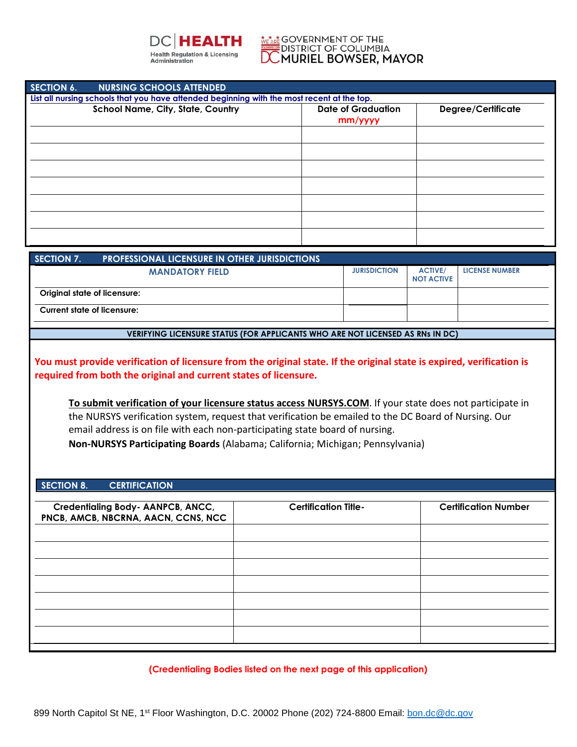DC HEALTH
Health Regulation & Licensing Administration

GOVERNMENT OF THE DISTRICT OF COLUMBIA
DC MURIEL BOWSER, MAYOR

## SECTION 6. NURSING SCHOOLS ATTENDED

List all nursing schools that you have attended beginning with the most recent at the top.

| School Name, City, State, Country | Date of Graduation mm/yyyy | Degree/Certificate |
| --- | --- | --- |
| | | |
| | | |
| | | |
| | | |
| | | |
| | | |
| | | |

## SECTION 7. PROFESSIONAL LICENSURE IN OTHER JURISDICTIONS

| MANDATORY FIELD | JURISDICTION | ACTIVE/ NOT ACTIVE | LICENSE NUMBER |
| --- | --- | --- | --- |
| Original state of licensure: | | | |
| Current state of licensure: | | | |

**VERIFYING LICENSURE STATUS (FOR APPLICANTS WHO ARE NOT LICENSED AS RNs IN DC)**

**You must provide verification of licensure from the original state. If the original state is expired, verification is required from both the original and current states of licensure.**

**To submit verification of your licensure status access NURSYS.COM**. If your state does not participate in the NURSYS verification system, request that verification be emailed to the DC Board of Nursing. Our email address is on file with each non-participating state board of nursing.

**Non-NURSYS Participating Boards** (Alabama; California; Michigan; Pennsylvania)

## SECTION 8. CERTIFICATION

| Credentialing Body- AANPCB, ANCC, PNCB, AMCB, NBCRNA, AACN, CCNS, NCC | Certification Title- | Certification Number |
| --- | --- | --- |
| | | |
| | | |
| | | |
| | | |
| | | |
| | | |
| | | |

**(Credentialing Bodies listed on the next page of this application)**

899 North Capitol St NE, 1st Floor Washington, D.C. 20002 Phone (202) 724-8800 Email: bon.dc@dc.gov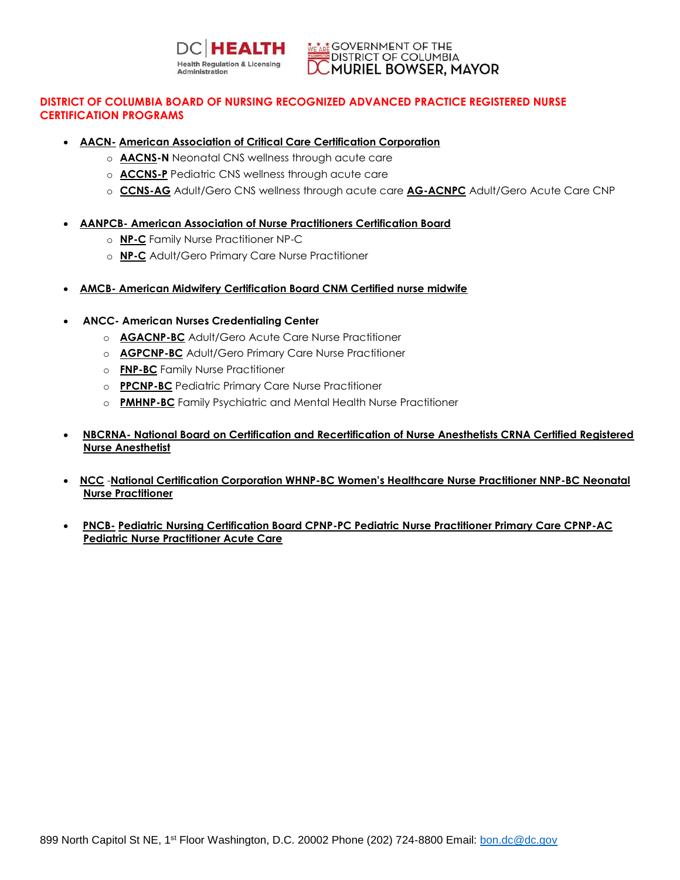**DISTRICT OF COLUMBIA BOARD OF NURSING RECOGNIZED ADVANCED PRACTICE REGISTERED NURSE CERTIFICATION PROGRAMS**

- **AACN- American Association of Critical Care Certification Corporation**
  - **AACNS-N** Neonatal CNS wellness through acute care
  - **ACCNS-P** Pediatric CNS wellness through acute care
  - **CCNS-AG** Adult/Gero CNS wellness through acute care **AG-ACNPC** Adult/Gero Acute Care CNP

- **AANPCB- American Association of Nurse Practitioners Certification Board**
  - **NP-C** Family Nurse Practitioner NP-C
  - **NP-C** Adult/Gero Primary Care Nurse Practitioner

- **AMCB- American Midwifery Certification Board CNM Certified nurse midwife**

- **ANCC- American Nurses Credentialing Center**
  - **AGACNP-BC** Adult/Gero Acute Care Nurse Practitioner
  - **AGPCNP-BC** Adult/Gero Primary Care Nurse Practitioner
  - **FNP-BC** Family Nurse Practitioner
  - **PPCNP-BC** Pediatric Primary Care Nurse Practitioner
  - **PMHNP-BC** Family Psychiatric and Mental Health Nurse Practitioner

- **NBCRNA- National Board on Certification and Recertification of Nurse Anesthetists CRNA Certified Registered Nurse Anesthetist**

- **NCC -National Certification Corporation WHNP-BC Women's Healthcare Nurse Practitioner NNP-BC Neonatal Nurse Practitioner**

- **PNCB- Pediatric Nursing Certification Board CPNP-PC Pediatric Nurse Practitioner Primary Care CPNP-AC Pediatric Nurse Practitioner Acute Care**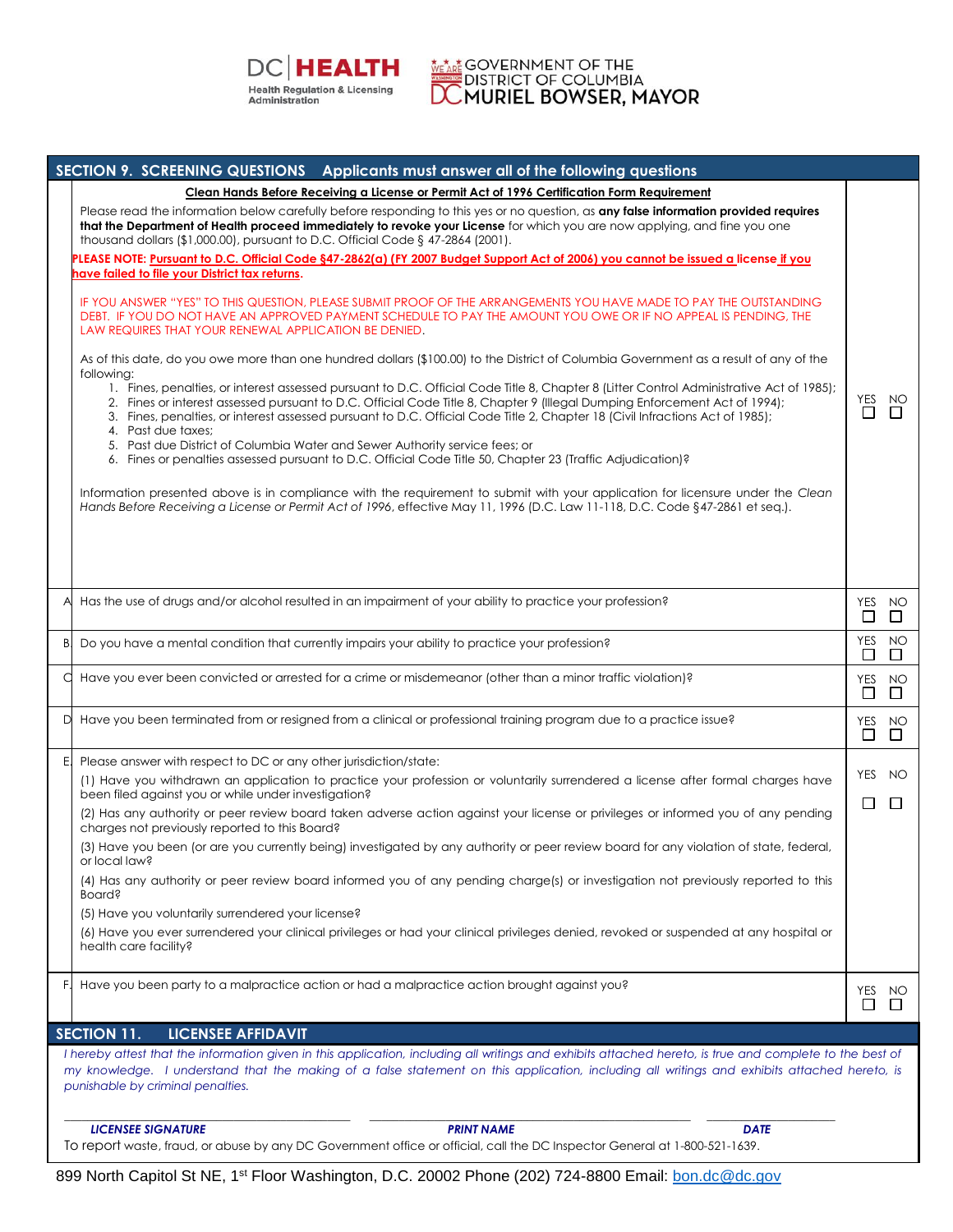DC HEALTH
Health Regulation & Licensing Administration

GOVERNMENT OF THE DISTRICT OF COLUMBIA
MURIEL BOWSER, MAYOR

## SECTION 9. SCREENING QUESTIONS Applicants must answer all of the following questions

**Clean Hands Before Receiving a License or Permit Act of 1996 Certification Form Requirement**

Please read the information below carefully before responding to this yes or no question, as **any false information provided requires that the Department of Health proceed immediately to revoke your License** for which you are now applying, and fine you one thousand dollars ($1,000.00), pursuant to D.C. Official Code § 47-2864 (2001).

**PLEASE NOTE: Pursuant to D.C. Official Code §47-2862(a) (FY 2007 Budget Support Act of 2006) you cannot be issued a license if you have failed to file your District tax returns.**

IF YOU ANSWER "YES" TO THIS QUESTION, PLEASE SUBMIT PROOF OF THE ARRANGEMENTS YOU HAVE MADE TO PAY THE OUTSTANDING DEBT. IF YOU DO NOT HAVE AN APPROVED PAYMENT SCHEDULE TO PAY THE AMOUNT YOU OWE OR IF NO APPEAL IS PENDING, THE LAW REQUIRES THAT YOUR RENEWAL APPLICATION BE DENIED.

As of this date, do you owe more than one hundred dollars ($100.00) to the District of Columbia Government as a result of any of the following:

1. Fines, penalties, or interest assessed pursuant to D.C. Official Code Title 8, Chapter 8 (Litter Control Administrative Act of 1985);
2. Fines or interest assessed pursuant to D.C. Official Code Title 8, Chapter 9 (Illegal Dumping Enforcement Act of 1994);
3. Fines, penalties, or interest assessed pursuant to D.C. Official Code Title 2, Chapter 18 (Civil Infractions Act of 1985);
4. Past due taxes;
5. Past due District of Columbia Water and Sewer Authority service fees; or
6. Fines or penalties assessed pursuant to D.C. Official Code Title 50, Chapter 23 (Traffic Adjudication)?

YES ☐ NO ☐

Information presented above is in compliance with the requirement to submit with your application for licensure under the *Clean Hands Before Receiving a License or Permit Act of 1996*, effective May 11, 1996 (D.C. Law 11-118, D.C. Code §47-2861 et seq.).

| | Question | YES | NO |
|---|---|---|---|
| A | Has the use of drugs and/or alcohol resulted in an impairment of your ability to practice your profession? | ☐ | ☐ |
| B | Do you have a mental condition that currently impairs your ability to practice your profession? | ☐ | ☐ |
| C | Have you ever been convicted or arrested for a crime or misdemeanor (other than a minor traffic violation)? | ☐ | ☐ |
| D | Have you been terminated from or resigned from a clinical or professional training program due to a practice issue? | ☐ | ☐ |
| E | Please answer with respect to DC or any other jurisdiction/state:<br>(1) Have you withdrawn an application to practice your profession or voluntarily surrendered a license after formal charges have been filed against you or while under investigation?<br>(2) Has any authority or peer review board taken adverse action against your license or privileges or informed you of any pending charges not previously reported to this Board?<br>(3) Have you been (or are you currently being) investigated by any authority or peer review board for any violation of state, federal, or local law?<br>(4) Has any authority or peer review board informed you of any pending charge(s) or investigation not previously reported to this Board?<br>(5) Have you voluntarily surrendered your license?<br>(6) Have you ever surrendered your clinical privileges or had your clinical privileges denied, revoked or suspended at any hospital or health care facility? | ☐ | ☐ |
| F | Have you been party to a malpractice action or had a malpractice action brought against you? | ☐ | ☐ |

## SECTION 11. LICENSEE AFFIDAVIT

*I hereby attest that the information given in this application, including all writings and exhibits attached hereto, is true and complete to the best of my knowledge. I understand that the making of a false statement on this application, including all writings and exhibits attached hereto, is punishable by criminal penalties.*

| ______________________ | ______________________ | __________ |
|---|---|---|
| ***LICENSEE SIGNATURE*** | ***PRINT NAME*** | ***DATE*** |

To report waste, fraud, or abuse by any DC Government office or official, call the DC Inspector General at 1-800-521-1639.

899 North Capitol St NE, 1st Floor Washington, D.C. 20002 Phone (202) 724-8800 Email: bon.dc@dc.gov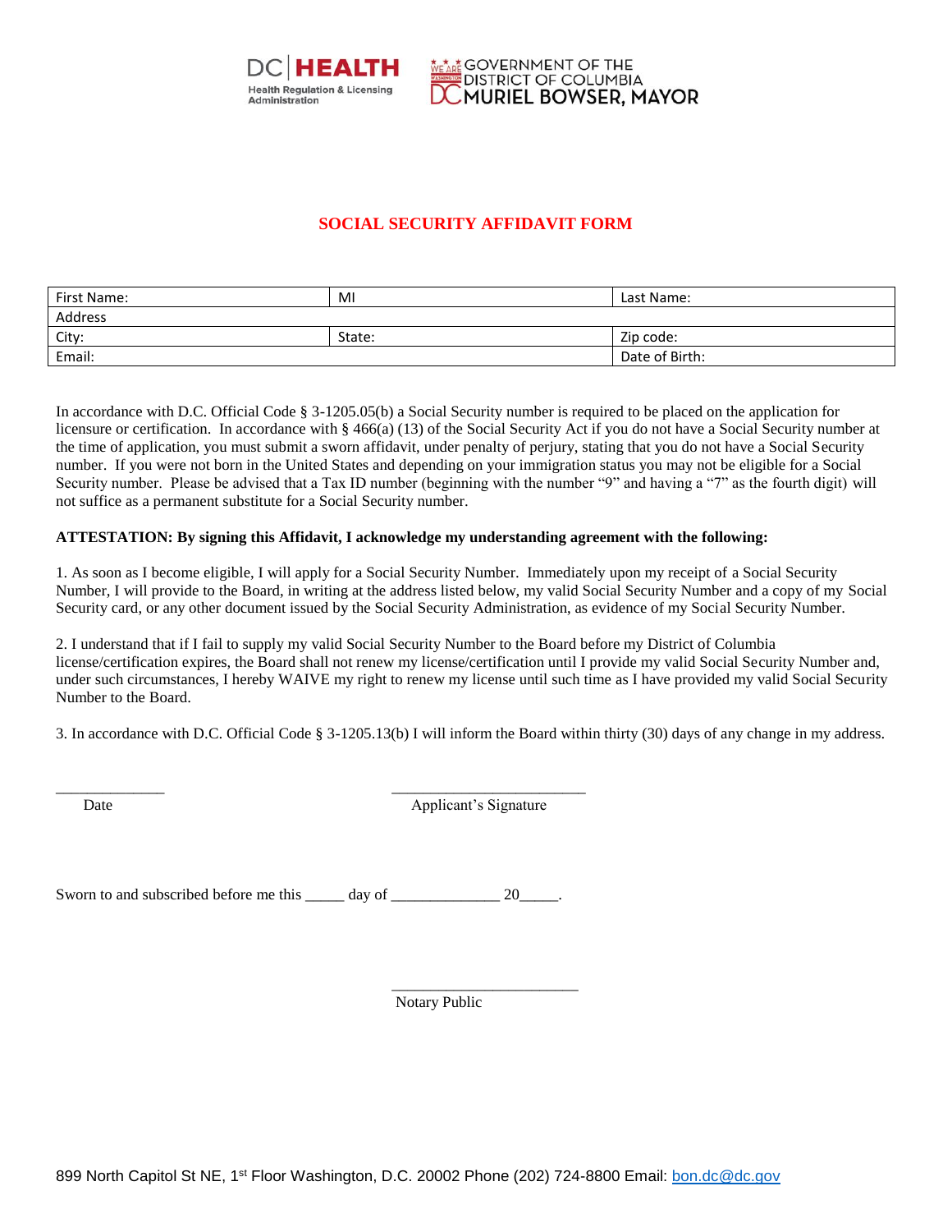DC HEALTH
Health Regulation & Licensing Administration

GOVERNMENT OF THE DISTRICT OF COLUMBIA
DC MURIEL BOWSER, MAYOR

# SOCIAL SECURITY AFFIDAVIT FORM

| | | |
|---|---|---|
| First Name: | MI | Last Name: |
| Address | | |
| City: | State: | Zip code: |
| Email: | | Date of Birth: |

In accordance with D.C. Official Code § 3-1205.05(b) a Social Security number is required to be placed on the application for licensure or certification. In accordance with § 466(a) (13) of the Social Security Act if you do not have a Social Security number at the time of application, you must submit a sworn affidavit, under penalty of perjury, stating that you do not have a Social Security number. If you were not born in the United States and depending on your immigration status you may not be eligible for a Social Security number. Please be advised that a Tax ID number (beginning with the number "9" and having a "7" as the fourth digit) will not suffice as a permanent substitute for a Social Security number.

**ATTESTATION: By signing this Affidavit, I acknowledge my understanding agreement with the following:**

1. As soon as I become eligible, I will apply for a Social Security Number. Immediately upon my receipt of a Social Security Number, I will provide to the Board, in writing at the address listed below, my valid Social Security Number and a copy of my Social Security card, or any other document issued by the Social Security Administration, as evidence of my Social Security Number.

2. I understand that if I fail to supply my valid Social Security Number to the Board before my District of Columbia license/certification expires, the Board shall not renew my license/certification until I provide my valid Social Security Number and, under such circumstances, I hereby WAIVE my right to renew my license until such time as I have provided my valid Social Security Number to the Board.

3. In accordance with D.C. Official Code § 3-1205.13(b) I will inform the Board within thirty (30) days of any change in my address.

______________ Date ________________________ Applicant's Signature

Sworn to and subscribed before me this _____ day of ______________ 20_____.

________________________
Notary Public

899 North Capitol St NE, 1st Floor Washington, D.C. 20002 Phone (202) 724-8800 Email: bon.dc@dc.gov